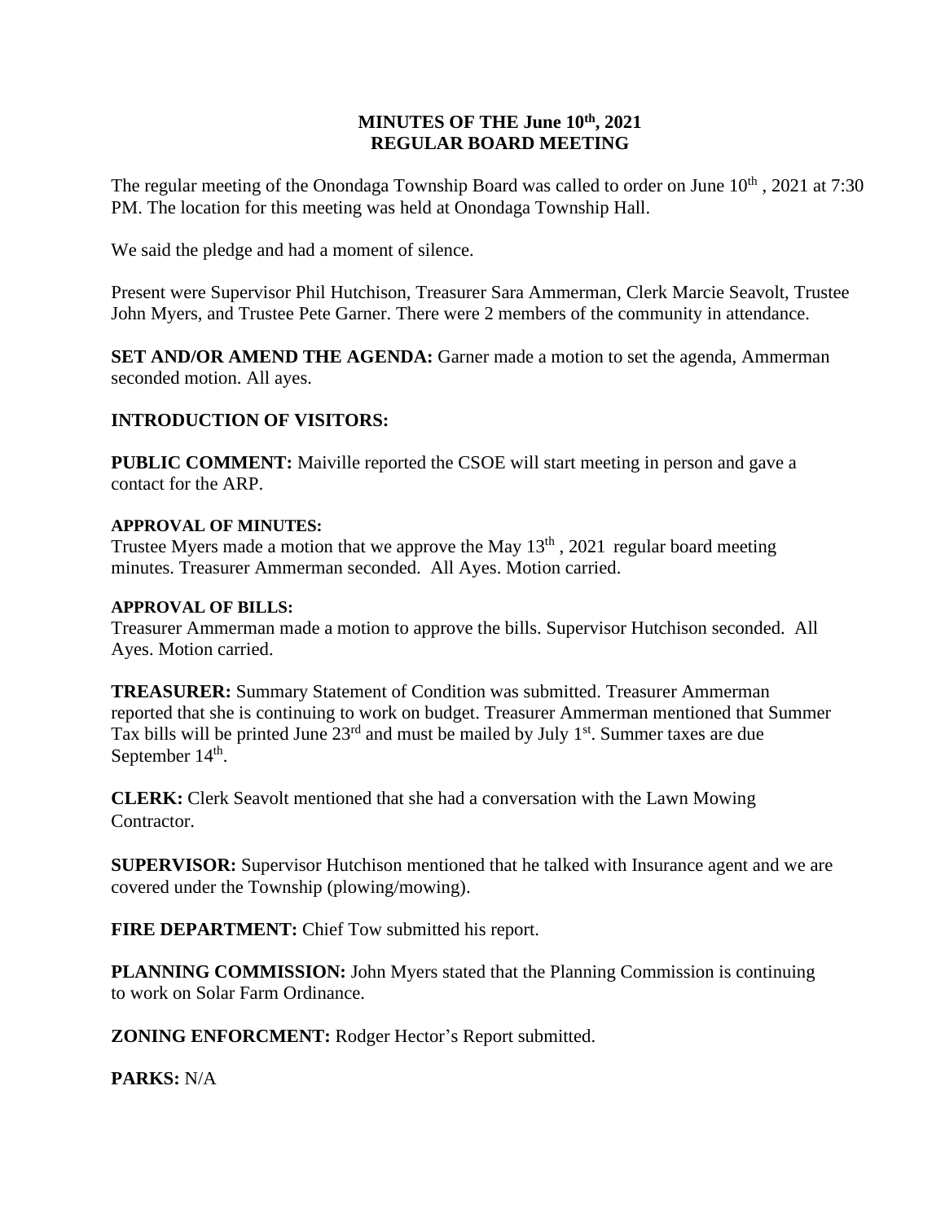# MINUTES OF THE June 10th, 2021 REGULAR BOARD MEETING

The regular meeting of the Onondaga Township Board was called to order on June 10th , 2021 at 7:30 PM. The location for this meeting was held at Onondaga Township Hall.

We said the pledge and had a moment of silence.

Present were Supervisor Phil Hutchison, Treasurer Sara Ammerman, Clerk Marcie Seavolt, Trustee John Myers, and Trustee Pete Garner. There were 2 members of the community in attendance.

**SET AND/OR AMEND THE AGENDA:** Garner made a motion to set the agenda, Ammerman seconded motion. All ayes.

**INTRODUCTION OF VISITORS:**

**PUBLIC COMMENT:** Maiville reported the CSOE will start meeting in person and gave a contact for the ARP.

**APPROVAL OF MINUTES:**
Trustee Myers made a motion that we approve the May 13th , 2021 regular board meeting minutes. Treasurer Ammerman seconded. All Ayes. Motion carried.

**APPROVAL OF BILLS:**
Treasurer Ammerman made a motion to approve the bills. Supervisor Hutchison seconded. All Ayes. Motion carried.

**TREASURER:** Summary Statement of Condition was submitted. Treasurer Ammerman reported that she is continuing to work on budget. Treasurer Ammerman mentioned that Summer Tax bills will be printed June 23rd and must be mailed by July 1st. Summer taxes are due September 14th.

**CLERK:** Clerk Seavolt mentioned that she had a conversation with the Lawn Mowing Contractor.

**SUPERVISOR:** Supervisor Hutchison mentioned that he talked with Insurance agent and we are covered under the Township (plowing/mowing).

**FIRE DEPARTMENT:** Chief Tow submitted his report.

**PLANNING COMMISSION:** John Myers stated that the Planning Commission is continuing to work on Solar Farm Ordinance.

**ZONING ENFORCMENT:** Rodger Hector's Report submitted.

**PARKS:** N/A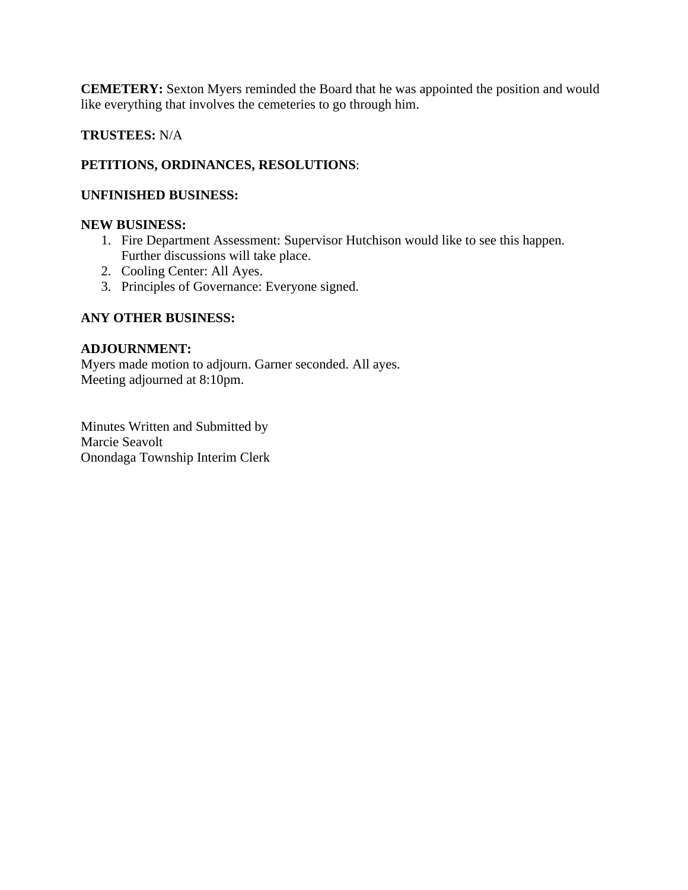**CEMETERY:** Sexton Myers reminded the Board that he was appointed the position and would like everything that involves the cemeteries to go through him.

**TRUSTEES:** N/A

**PETITIONS, ORDINANCES, RESOLUTIONS**:

**UNFINISHED BUSINESS:**

**NEW BUSINESS:**

1. Fire Department Assessment: Supervisor Hutchison would like to see this happen. Further discussions will take place.
2. Cooling Center: All Ayes.
3. Principles of Governance: Everyone signed.

**ANY OTHER BUSINESS:**

**ADJOURNMENT:**
Myers made motion to adjourn. Garner seconded. All ayes.
Meeting adjourned at 8:10pm.

Minutes Written and Submitted by
Marcie Seavolt
Onondaga Township Interim Clerk